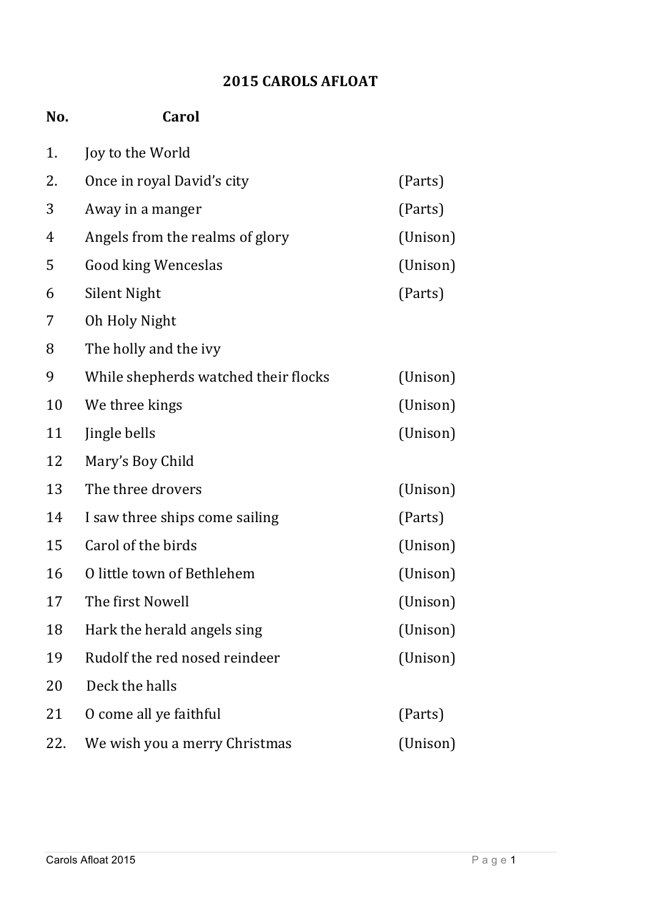# 2015 CAROLS AFLOAT

| No. | Carol | |
|---|---|---|
| 1. | Joy to the World | |
| 2. | Once in royal David's city | (Parts) |
| 3 | Away in a manger | (Parts) |
| 4 | Angels from the realms of glory | (Unison) |
| 5 | Good king Wenceslas | (Unison) |
| 6 | Silent Night | (Parts) |
| 7 | Oh Holy Night | |
| 8 | The holly and the ivy | |
| 9 | While shepherds watched their flocks | (Unison) |
| 10 | We three kings | (Unison) |
| 11 | Jingle bells | (Unison) |
| 12 | Mary's Boy Child | |
| 13 | The three drovers | (Unison) |
| 14 | I saw three ships come sailing | (Parts) |
| 15 | Carol of the birds | (Unison) |
| 16 | O little town of Bethlehem | (Unison) |
| 17 | The first Nowell | (Unison) |
| 18 | Hark the herald angels sing | (Unison) |
| 19 | Rudolf the red nosed reindeer | (Unison) |
| 20 | Deck the halls | |
| 21 | O come all ye faithful | (Parts) |
| 22. | We wish you a merry Christmas | (Unison) |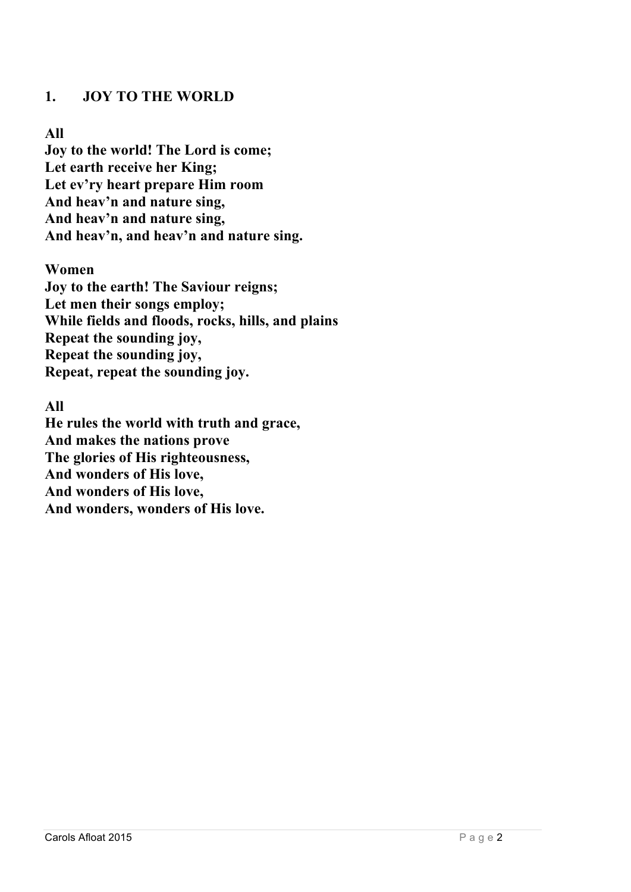## 1. JOY TO THE WORLD

**All**
**Joy to the world! The Lord is come;**
**Let earth receive her King;**
**Let ev'ry heart prepare Him room**
**And heav'n and nature sing,**
**And heav'n and nature sing,**
**And heav'n, and heav'n and nature sing.**

**Women**
**Joy to the earth! The Saviour reigns;**
**Let men their songs employ;**
**While fields and floods, rocks, hills, and plains**
**Repeat the sounding joy,**
**Repeat the sounding joy,**
**Repeat, repeat the sounding joy.**

**All**
**He rules the world with truth and grace,**
**And makes the nations prove**
**The glories of His righteousness,**
**And wonders of His love,**
**And wonders of His love,**
**And wonders, wonders of His love.**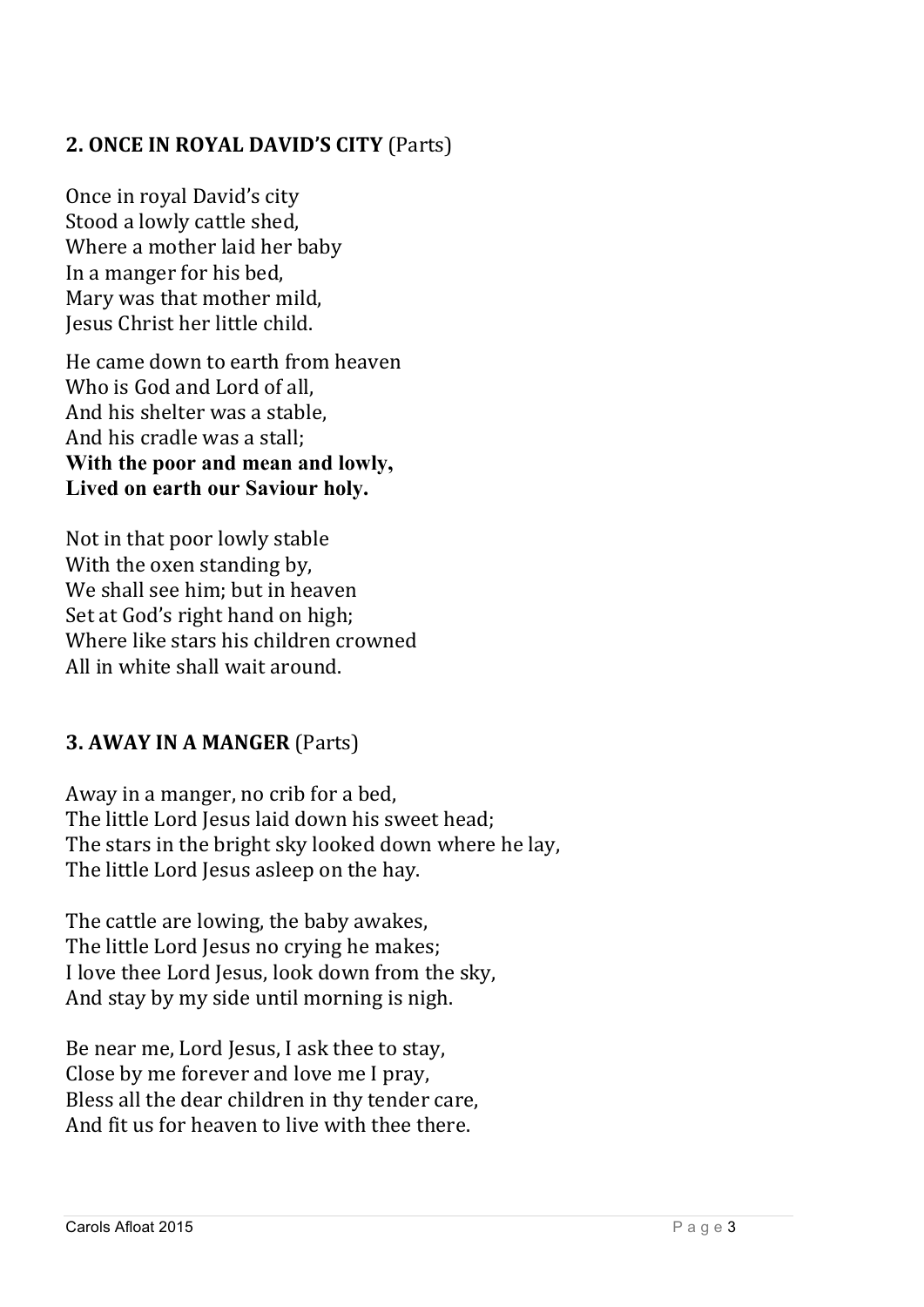## 2. ONCE IN ROYAL DAVID'S CITY (Parts)

Once in royal David's city
Stood a lowly cattle shed,
Where a mother laid her baby
In a manger for his bed,
Mary was that mother mild,
Jesus Christ her little child.

He came down to earth from heaven
Who is God and Lord of all,
And his shelter was a stable,
And his cradle was a stall;
**With the poor and mean and lowly,**
**Lived on earth our Saviour holy.**

Not in that poor lowly stable
With the oxen standing by,
We shall see him; but in heaven
Set at God's right hand on high;
Where like stars his children crowned
All in white shall wait around.

## 3. AWAY IN A MANGER (Parts)

Away in a manger, no crib for a bed,
The little Lord Jesus laid down his sweet head;
The stars in the bright sky looked down where he lay,
The little Lord Jesus asleep on the hay.

The cattle are lowing, the baby awakes,
The little Lord Jesus no crying he makes;
I love thee Lord Jesus, look down from the sky,
And stay by my side until morning is nigh.

Be near me, Lord Jesus, I ask thee to stay,
Close by me forever and love me I pray,
Bless all the dear children in thy tender care,
And fit us for heaven to live with thee there.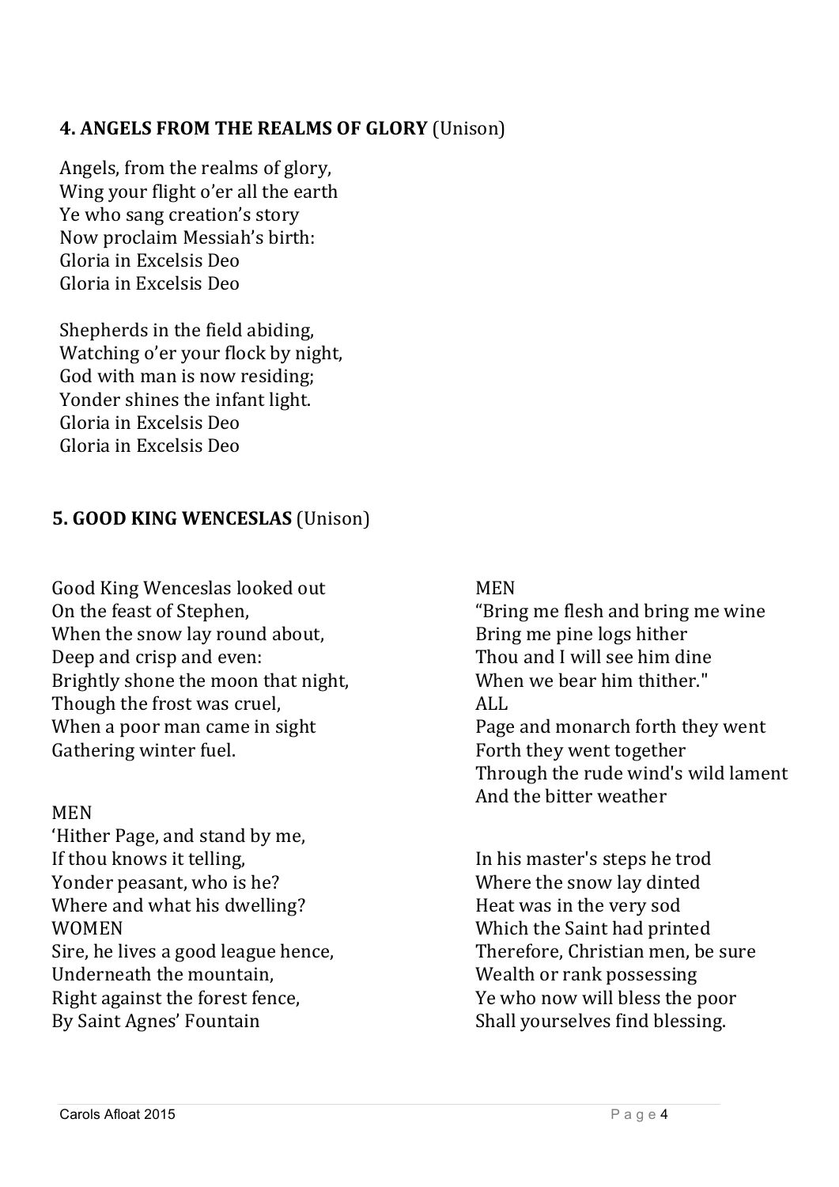### 4. ANGELS FROM THE REALMS OF GLORY (Unison)

Angels, from the realms of glory,
Wing your flight o'er all the earth
Ye who sang creation's story
Now proclaim Messiah's birth:
Gloria in Excelsis Deo
Gloria in Excelsis Deo

Shepherds in the field abiding,
Watching o'er your flock by night,
God with man is now residing;
Yonder shines the infant light.
Gloria in Excelsis Deo
Gloria in Excelsis Deo

### 5. GOOD KING WENCESLAS (Unison)

Good King Wenceslas looked out
On the feast of Stephen,
When the snow lay round about,
Deep and crisp and even:
Brightly shone the moon that night,
Though the frost was cruel,
When a poor man came in sight
Gathering winter fuel.

MEN
'Hither Page, and stand by me,
If thou knows it telling,
Yonder peasant, who is he?
Where and what his dwelling?
WOMEN
Sire, he lives a good league hence,
Underneath the mountain,
Right against the forest fence,
By Saint Agnes' Fountain

MEN
"Bring me flesh and bring me wine
Bring me pine logs hither
Thou and I will see him dine
When we bear him thither."
ALL
Page and monarch forth they went
Forth they went together
Through the rude wind's wild lament
And the bitter weather

In his master's steps he trod
Where the snow lay dinted
Heat was in the very sod
Which the Saint had printed
Therefore, Christian men, be sure
Wealth or rank possessing
Ye who now will bless the poor
Shall yourselves find blessing.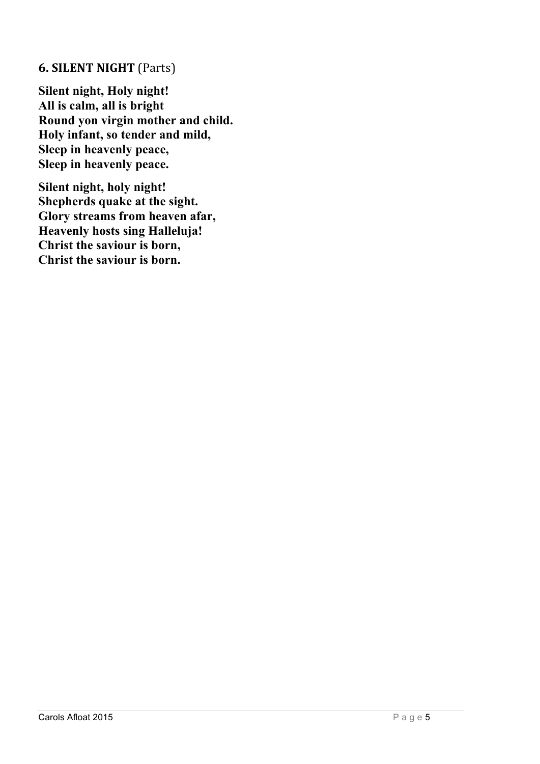## 6. SILENT NIGHT (Parts)

**Silent night, Holy night!
All is calm, all is bright
Round yon virgin mother and child.
Holy infant, so tender and mild,
Sleep in heavenly peace,
Sleep in heavenly peace.**

**Silent night, holy night!
Shepherds quake at the sight.
Glory streams from heaven afar,
Heavenly hosts sing Halleluja!
Christ the saviour is born,
Christ the saviour is born.**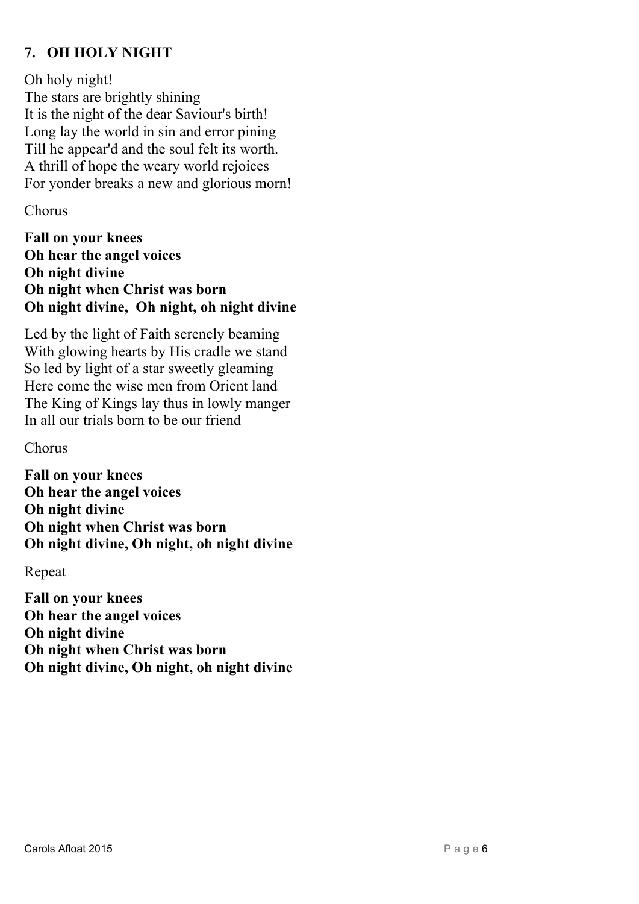## 7. OH HOLY NIGHT

Oh holy night!
The stars are brightly shining
It is the night of the dear Saviour's birth!
Long lay the world in sin and error pining
Till he appear'd and the soul felt its worth.
A thrill of hope the weary world rejoices
For yonder breaks a new and glorious morn!

Chorus

**Fall on your knees**
**Oh hear the angel voices**
**Oh night divine**
**Oh night when Christ was born**
**Oh night divine, Oh night, oh night divine**

Led by the light of Faith serenely beaming
With glowing hearts by His cradle we stand
So led by light of a star sweetly gleaming
Here come the wise men from Orient land
The King of Kings lay thus in lowly manger
In all our trials born to be our friend

Chorus

**Fall on your knees**
**Oh hear the angel voices**
**Oh night divine**
**Oh night when Christ was born**
**Oh night divine, Oh night, oh night divine**

Repeat

**Fall on your knees**
**Oh hear the angel voices**
**Oh night divine**
**Oh night when Christ was born**
**Oh night divine, Oh night, oh night divine**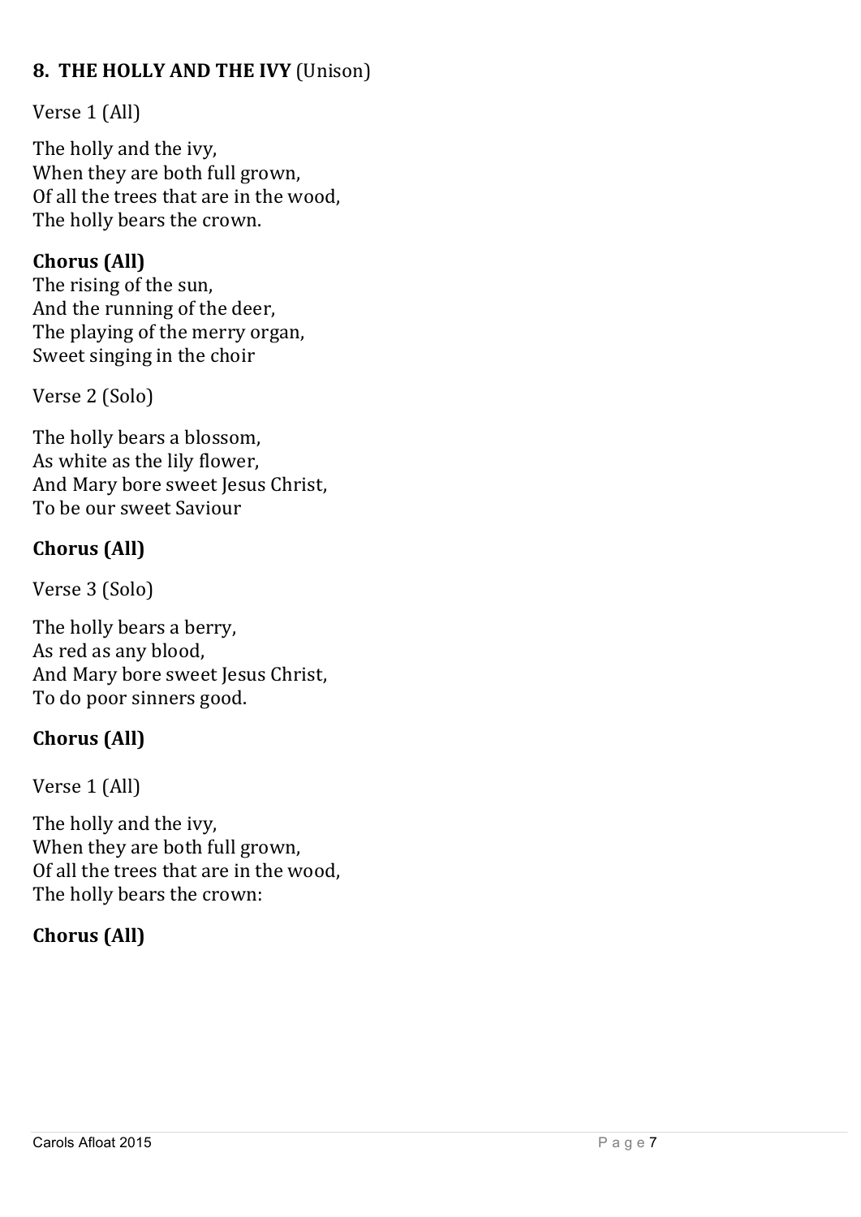## **8. THE HOLLY AND THE IVY** (Unison)

Verse 1 (All)

The holly and the ivy,
When they are both full grown,
Of all the trees that are in the wood,
The holly bears the crown.

**Chorus (All)**
The rising of the sun,
And the running of the deer,
The playing of the merry organ,
Sweet singing in the choir

Verse 2 (Solo)

The holly bears a blossom,
As white as the lily flower,
And Mary bore sweet Jesus Christ,
To be our sweet Saviour

**Chorus (All)**

Verse 3 (Solo)

The holly bears a berry,
As red as any blood,
And Mary bore sweet Jesus Christ,
To do poor sinners good.

**Chorus (All)**

Verse 1 (All)

The holly and the ivy,
When they are both full grown,
Of all the trees that are in the wood,
The holly bears the crown:

**Chorus (All)**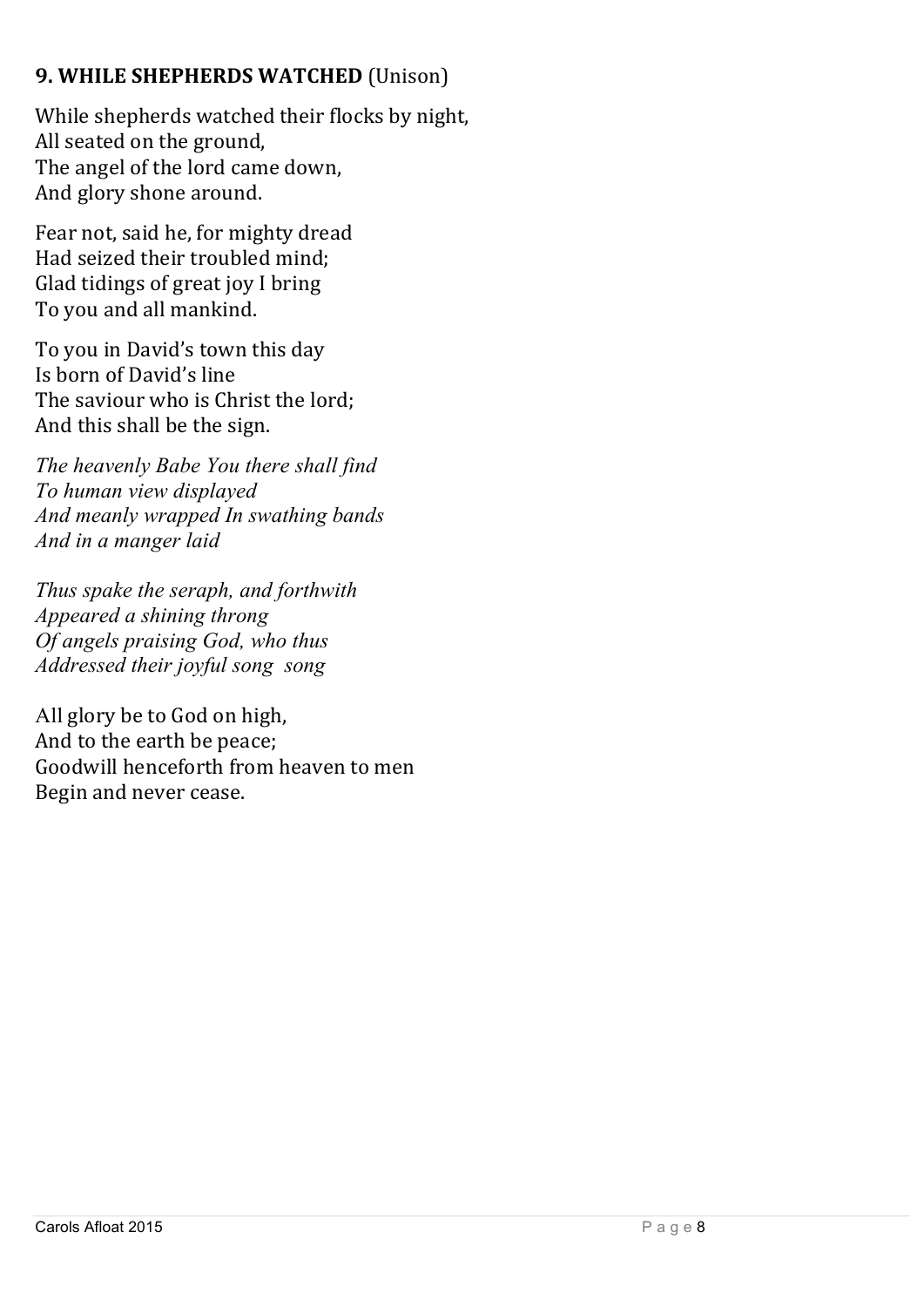## **9. WHILE SHEPHERDS WATCHED** (Unison)

While shepherds watched their flocks by night,
All seated on the ground,
The angel of the lord came down,
And glory shone around.

Fear not, said he, for mighty dread
Had seized their troubled mind;
Glad tidings of great joy I bring
To you and all mankind.

To you in David's town this day
Is born of David's line
The saviour who is Christ the lord;
And this shall be the sign.

*The heavenly Babe You there shall find*
*To human view displayed*
*And meanly wrapped In swathing bands*
*And in a manger laid*

*Thus spake the seraph, and forthwith*
*Appeared a shining throng*
*Of angels praising God, who thus*
*Addressed their joyful song song*

All glory be to God on high,
And to the earth be peace;
Goodwill henceforth from heaven to men
Begin and never cease.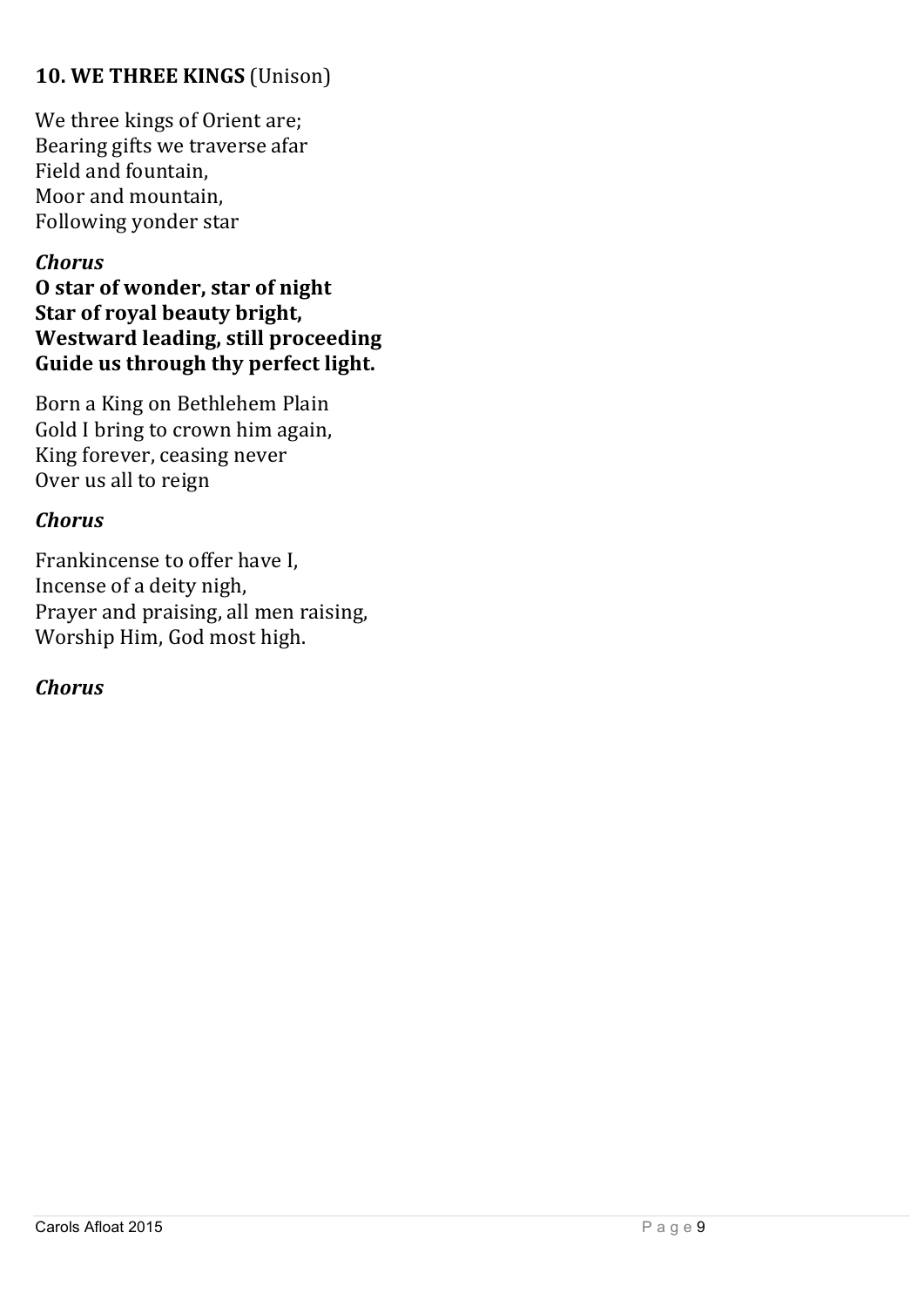**10. WE THREE KINGS** (Unison)

We three kings of Orient are;
Bearing gifts we traverse afar
Field and fountain,
Moor and mountain,
Following yonder star

***Chorus***
**O star of wonder, star of night**
**Star of royal beauty bright,**
**Westward leading, still proceeding**
**Guide us through thy perfect light.**

Born a King on Bethlehem Plain
Gold I bring to crown him again,
King forever, ceasing never
Over us all to reign

***Chorus***

Frankincense to offer have I,
Incense of a deity nigh,
Prayer and praising, all men raising,
Worship Him, God most high.

***Chorus***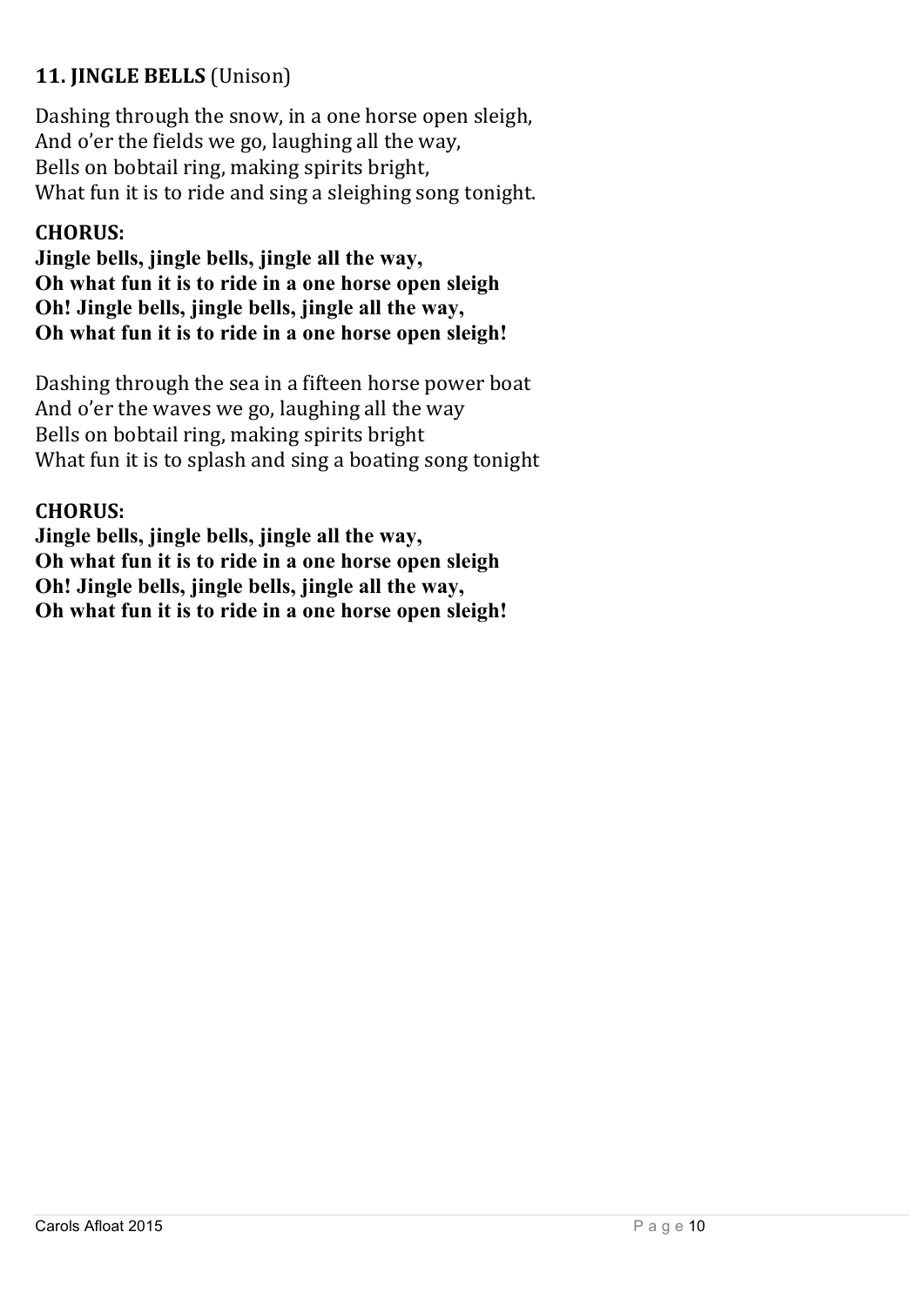**11. JINGLE BELLS** (Unison)

Dashing through the snow, in a one horse open sleigh,
And o'er the fields we go, laughing all the way,
Bells on bobtail ring, making spirits bright,
What fun it is to ride and sing a sleighing song tonight.

**CHORUS:**
**Jingle bells, jingle bells, jingle all the way,**
**Oh what fun it is to ride in a one horse open sleigh**
**Oh! Jingle bells, jingle bells, jingle all the way,**
**Oh what fun it is to ride in a one horse open sleigh!**

Dashing through the sea in a fifteen horse power boat
And o'er the waves we go, laughing all the way
Bells on bobtail ring, making spirits bright
What fun it is to splash and sing a boating song tonight

**CHORUS:**
**Jingle bells, jingle bells, jingle all the way,**
**Oh what fun it is to ride in a one horse open sleigh**
**Oh! Jingle bells, jingle bells, jingle all the way,**
**Oh what fun it is to ride in a one horse open sleigh!**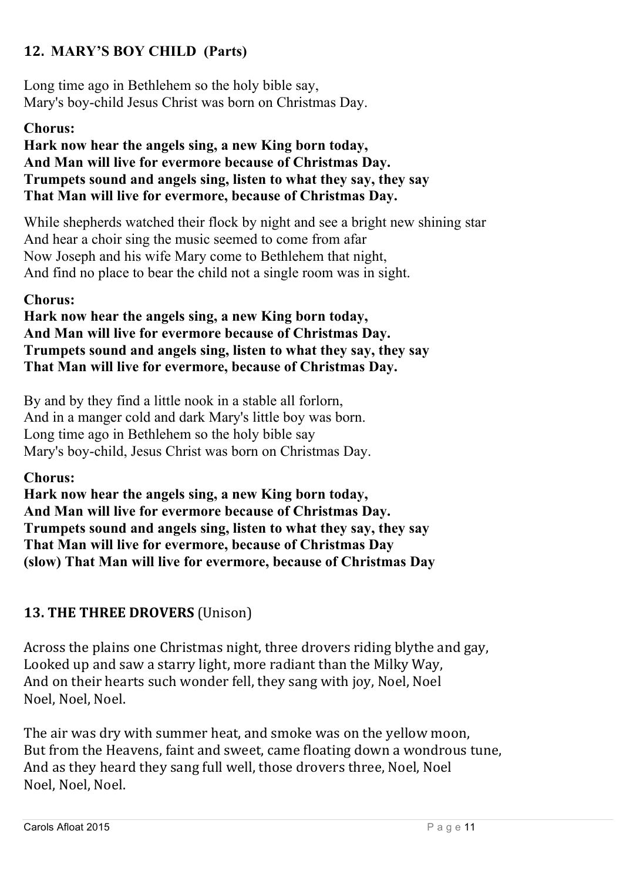## 12. MARY'S BOY CHILD (Parts)

Long time ago in Bethlehem so the holy bible say,
Mary's boy-child Jesus Christ was born on Christmas Day.

**Chorus:**
**Hark now hear the angels sing, a new King born today,**
**And Man will live for evermore because of Christmas Day.**
**Trumpets sound and angels sing, listen to what they say, they say**
**That Man will live for evermore, because of Christmas Day.**

While shepherds watched their flock by night and see a bright new shining star
And hear a choir sing the music seemed to come from afar
Now Joseph and his wife Mary come to Bethlehem that night,
And find no place to bear the child not a single room was in sight.

**Chorus:**
**Hark now hear the angels sing, a new King born today,**
**And Man will live for evermore because of Christmas Day.**
**Trumpets sound and angels sing, listen to what they say, they say**
**That Man will live for evermore, because of Christmas Day.**

By and by they find a little nook in a stable all forlorn,
And in a manger cold and dark Mary's little boy was born.
Long time ago in Bethlehem so the holy bible say
Mary's boy-child, Jesus Christ was born on Christmas Day.

**Chorus:**
**Hark now hear the angels sing, a new King born today,**
**And Man will live for evermore because of Christmas Day.**
**Trumpets sound and angels sing, listen to what they say, they say**
**That Man will live for evermore, because of Christmas Day**
**(slow) That Man will live for evermore, because of Christmas Day**

## 13. THE THREE DROVERS (Unison)

Across the plains one Christmas night, three drovers riding blythe and gay,
Looked up and saw a starry light, more radiant than the Milky Way,
And on their hearts such wonder fell, they sang with joy, Noel, Noel
Noel, Noel, Noel.

The air was dry with summer heat, and smoke was on the yellow moon,
But from the Heavens, faint and sweet, came floating down a wondrous tune,
And as they heard they sang full well, those drovers three, Noel, Noel
Noel, Noel, Noel.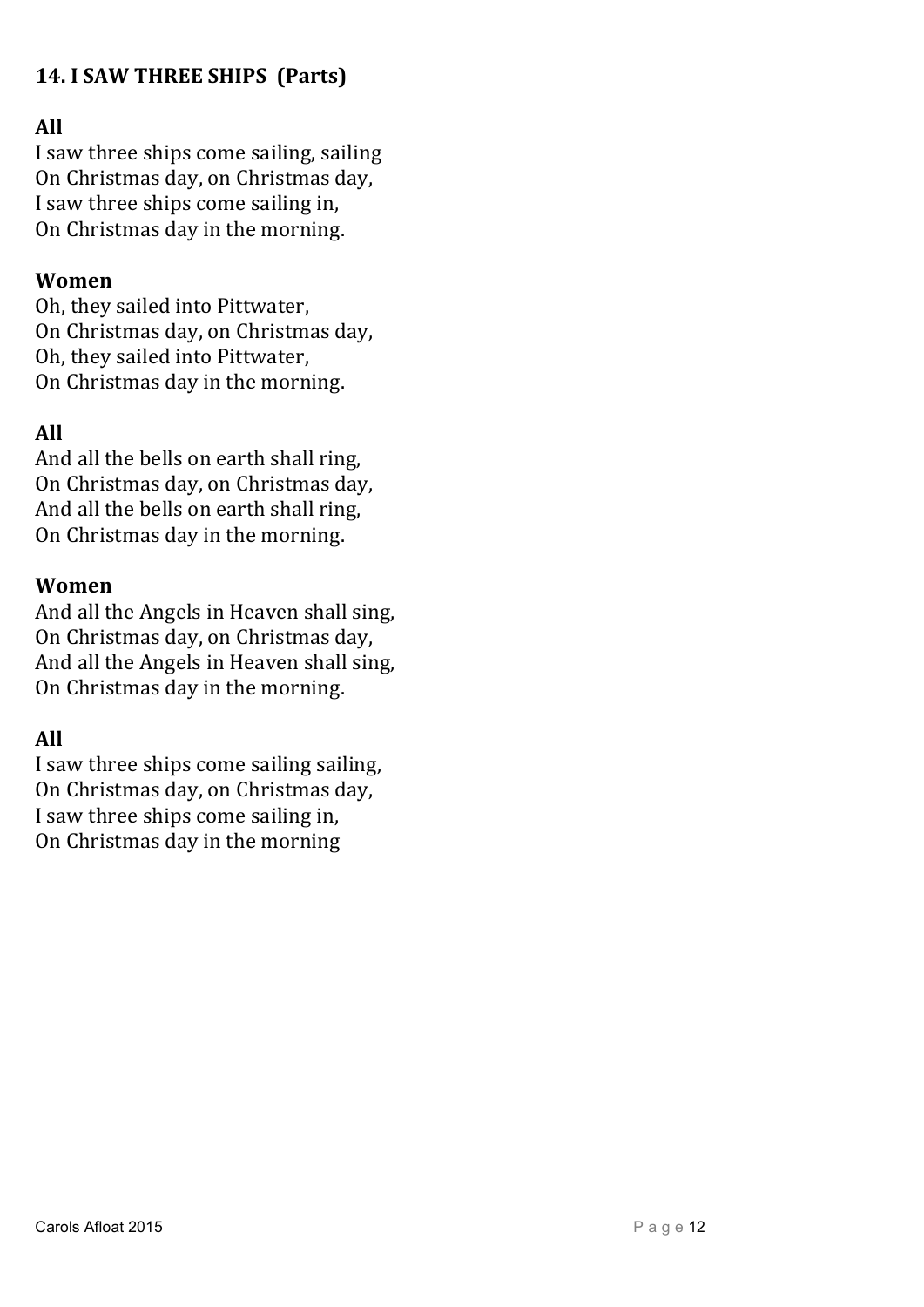## 14. I SAW THREE SHIPS (Parts)

**All**

I saw three ships come sailing, sailing
On Christmas day, on Christmas day,
I saw three ships come sailing in,
On Christmas day in the morning.

**Women**

Oh, they sailed into Pittwater,
On Christmas day, on Christmas day,
Oh, they sailed into Pittwater,
On Christmas day in the morning.

**All**

And all the bells on earth shall ring,
On Christmas day, on Christmas day,
And all the bells on earth shall ring,
On Christmas day in the morning.

**Women**

And all the Angels in Heaven shall sing,
On Christmas day, on Christmas day,
And all the Angels in Heaven shall sing,
On Christmas day in the morning.

**All**

I saw three ships come sailing sailing,
On Christmas day, on Christmas day,
I saw three ships come sailing in,
On Christmas day in the morning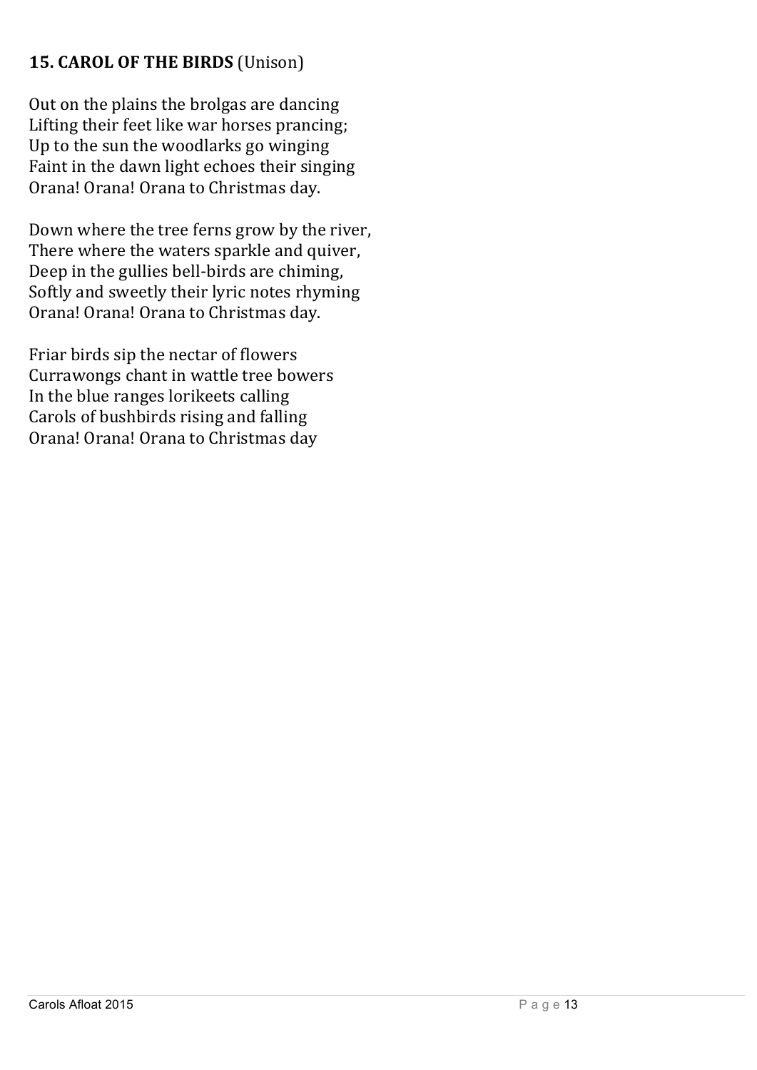## **15. CAROL OF THE BIRDS** (Unison)

Out on the plains the brolgas are dancing
Lifting their feet like war horses prancing;
Up to the sun the woodlarks go winging
Faint in the dawn light echoes their singing
Orana! Orana! Orana to Christmas day.

Down where the tree ferns grow by the river,
There where the waters sparkle and quiver,
Deep in the gullies bell-birds are chiming,
Softly and sweetly their lyric notes rhyming
Orana! Orana! Orana to Christmas day.

Friar birds sip the nectar of flowers
Currawongs chant in wattle tree bowers
In the blue ranges lorikeets calling
Carols of bushbirds rising and falling
Orana! Orana! Orana to Christmas day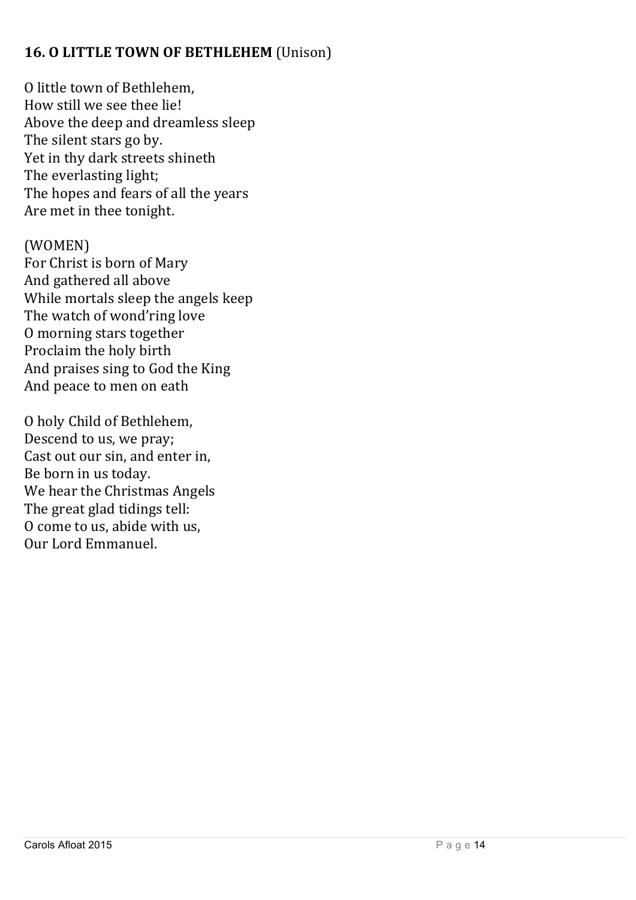**16. O LITTLE TOWN OF BETHLEHEM** (Unison)

O little town of Bethlehem,  
How still we see thee lie!  
Above the deep and dreamless sleep  
The silent stars go by.  
Yet in thy dark streets shineth  
The everlasting light;  
The hopes and fears of all the years  
Are met in thee tonight.

(WOMEN)  
For Christ is born of Mary  
And gathered all above  
While mortals sleep the angels keep  
The watch of wond'ring love  
O morning stars together  
Proclaim the holy birth  
And praises sing to God the King  
And peace to men on eath

O holy Child of Bethlehem,  
Descend to us, we pray;  
Cast out our sin, and enter in,  
Be born in us today.  
We hear the Christmas Angels  
The great glad tidings tell:  
O come to us, abide with us,  
Our Lord Emmanuel.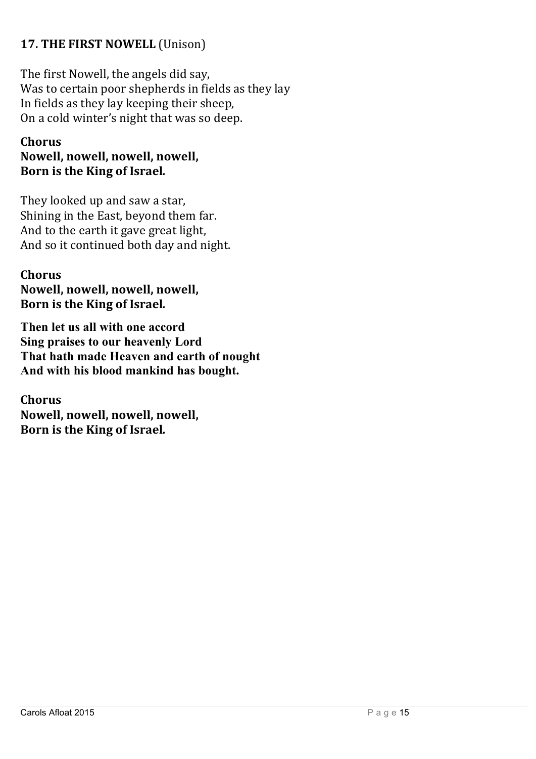### 17. THE FIRST NOWELL (Unison)

The first Nowell, the angels did say,
Was to certain poor shepherds in fields as they lay
In fields as they lay keeping their sheep,
On a cold winter's night that was so deep.

**Chorus**
**Nowell, nowell, nowell, nowell,**
**Born is the King of Israel.**

They looked up and saw a star,
Shining in the East, beyond them far.
And to the earth it gave great light,
And so it continued both day and night.

**Chorus**
**Nowell, nowell, nowell, nowell,**
**Born is the King of Israel.**

**Then let us all with one accord**
**Sing praises to our heavenly Lord**
**That hath made Heaven and earth of nought**
**And with his blood mankind has bought.**

**Chorus**
**Nowell, nowell, nowell, nowell,**
**Born is the King of Israel.**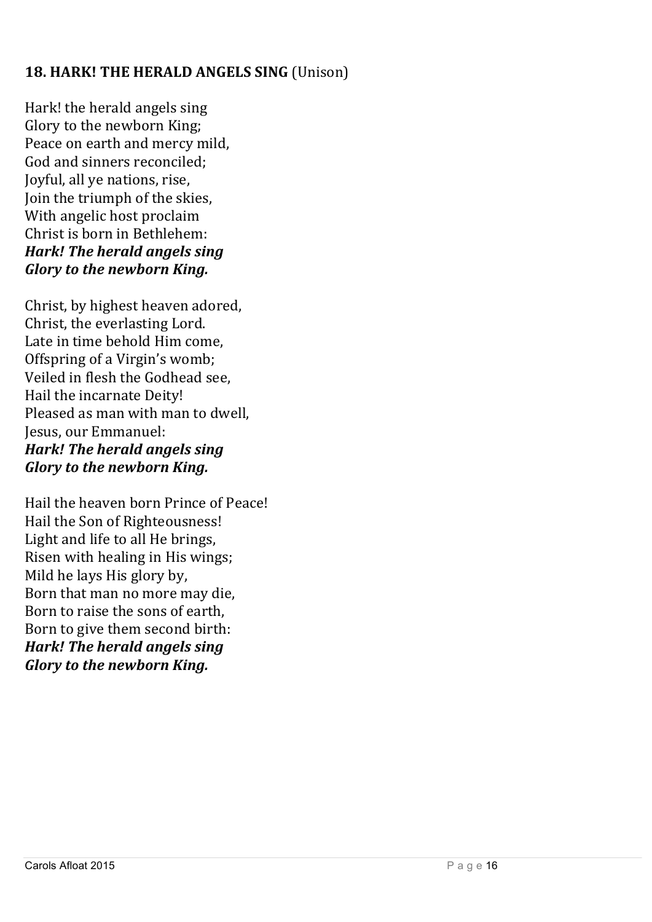**18. HARK! THE HERALD ANGELS SING** (Unison)

Hark! the herald angels sing  
Glory to the newborn King;  
Peace on earth and mercy mild,  
God and sinners reconciled;  
Joyful, all ye nations, rise,  
Join the triumph of the skies,  
With angelic host proclaim  
Christ is born in Bethlehem:  
***Hark! The herald angels sing***  
***Glory to the newborn King.***

Christ, by highest heaven adored,  
Christ, the everlasting Lord.  
Late in time behold Him come,  
Offspring of a Virgin's womb;  
Veiled in flesh the Godhead see,  
Hail the incarnate Deity!  
Pleased as man with man to dwell,  
Jesus, our Emmanuel:  
***Hark! The herald angels sing***  
***Glory to the newborn King.***

Hail the heaven born Prince of Peace!  
Hail the Son of Righteousness!  
Light and life to all He brings,  
Risen with healing in His wings;  
Mild he lays His glory by,  
Born that man no more may die,  
Born to raise the sons of earth,  
Born to give them second birth:  
***Hark! The herald angels sing***  
***Glory to the newborn King.***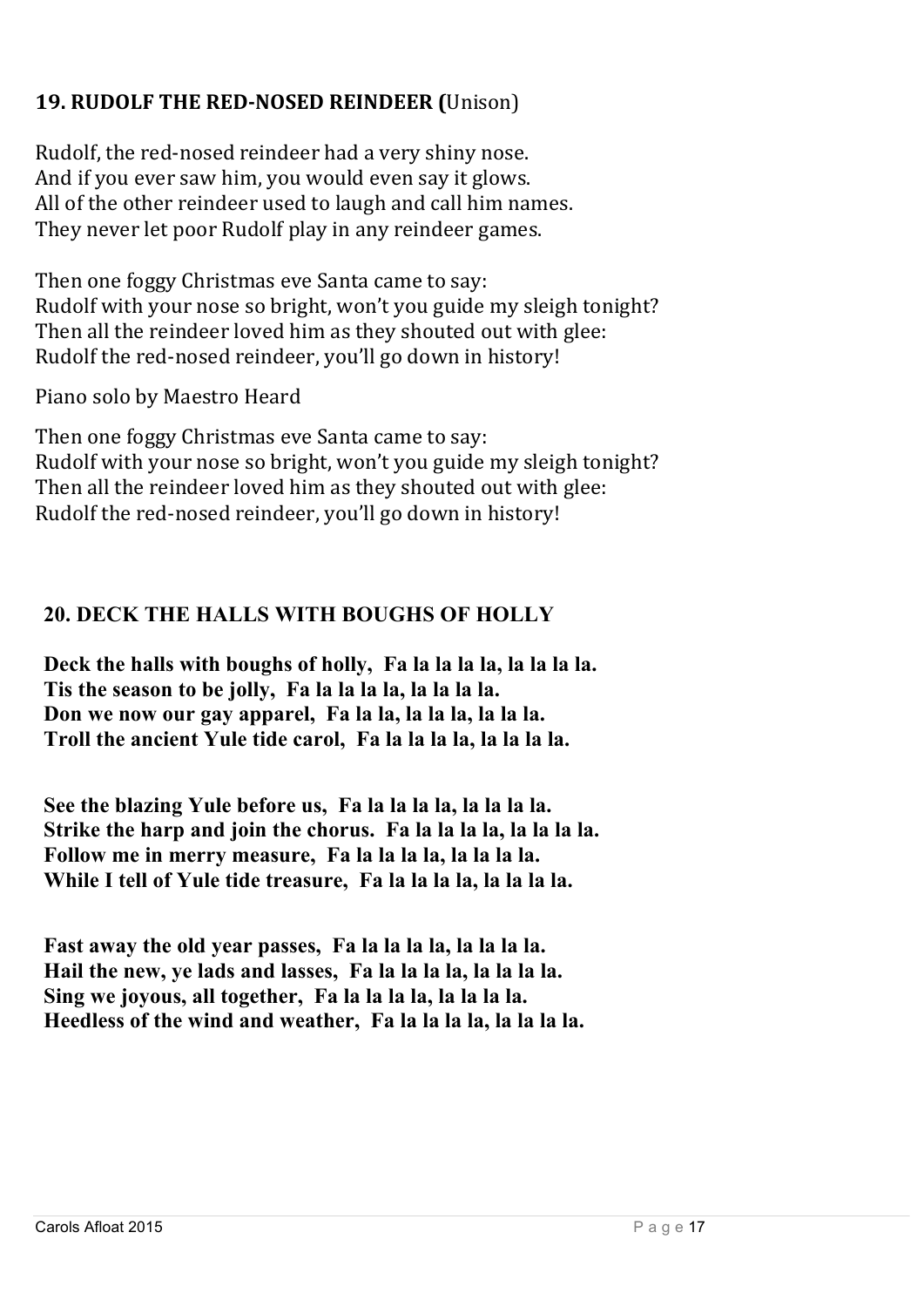## 19. RUDOLF THE RED-NOSED REINDEER (Unison)

Rudolf, the red-nosed reindeer had a very shiny nose.
And if you ever saw him, you would even say it glows.
All of the other reindeer used to laugh and call him names.
They never let poor Rudolf play in any reindeer games.

Then one foggy Christmas eve Santa came to say:
Rudolf with your nose so bright, won't you guide my sleigh tonight?
Then all the reindeer loved him as they shouted out with glee:
Rudolf the red-nosed reindeer, you'll go down in history!

Piano solo by Maestro Heard

Then one foggy Christmas eve Santa came to say:
Rudolf with your nose so bright, won't you guide my sleigh tonight?
Then all the reindeer loved him as they shouted out with glee:
Rudolf the red-nosed reindeer, you'll go down in history!

## 20. DECK THE HALLS WITH BOUGHS OF HOLLY

**Deck the halls with boughs of holly, Fa la la la la, la la la la.**
**Tis the season to be jolly, Fa la la la la, la la la la.**
**Don we now our gay apparel, Fa la la, la la la, la la la.**
**Troll the ancient Yule tide carol, Fa la la la la, la la la la.**

**See the blazing Yule before us, Fa la la la la, la la la la.**
**Strike the harp and join the chorus. Fa la la la la, la la la la.**
**Follow me in merry measure, Fa la la la la, la la la la.**
**While I tell of Yule tide treasure, Fa la la la la, la la la la.**

**Fast away the old year passes, Fa la la la la, la la la la.**
**Hail the new, ye lads and lasses, Fa la la la la, la la la la.**
**Sing we joyous, all together, Fa la la la la, la la la la.**
**Heedless of the wind and weather, Fa la la la la, la la la la.**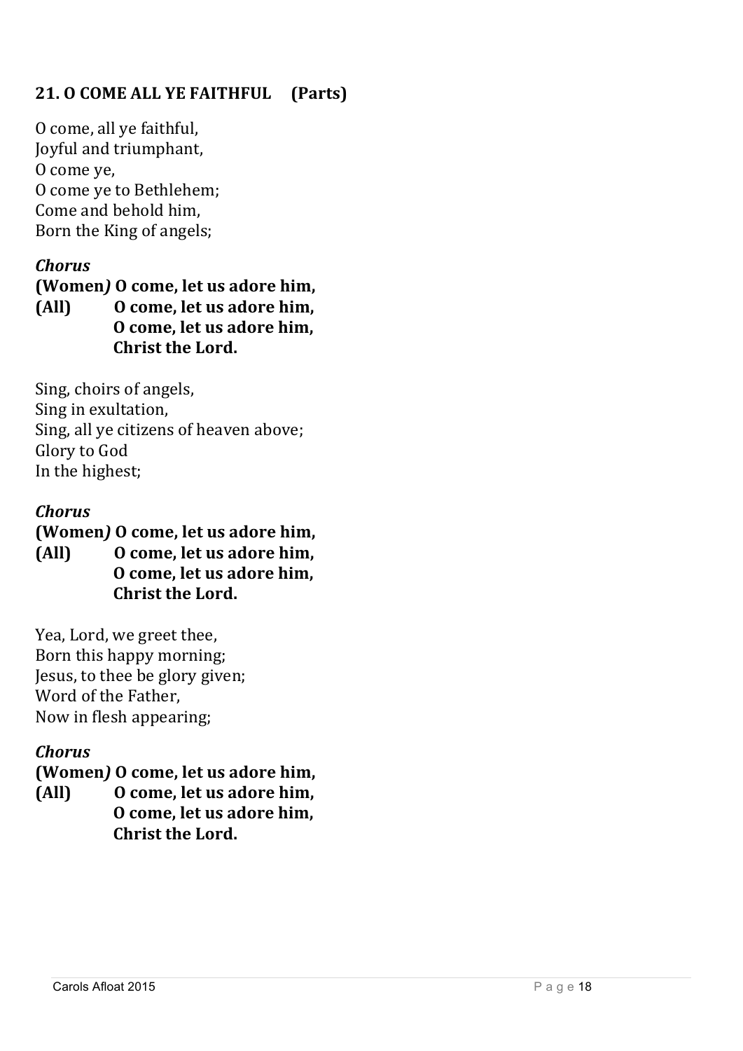## 21. O COME ALL YE FAITHFUL (Parts)

O come, all ye faithful,
Joyful and triumphant,
O come ye,
O come ye to Bethlehem;
Come and behold him,
Born the King of angels;

***Chorus***

**(Women*)* O come, let us adore him,**
**(All) O come, let us adore him,**
**O come, let us adore him,**
**Christ the Lord.**

Sing, choirs of angels,
Sing in exultation,
Sing, all ye citizens of heaven above;
Glory to God
In the highest;

***Chorus***

**(Women*)* O come, let us adore him,**
**(All) O come, let us adore him,**
**O come, let us adore him,**
**Christ the Lord.**

Yea, Lord, we greet thee,
Born this happy morning;
Jesus, to thee be glory given;
Word of the Father,
Now in flesh appearing;

***Chorus***

**(Women*)* O come, let us adore him,**
**(All) O come, let us adore him,**
**O come, let us adore him,**
**Christ the Lord.**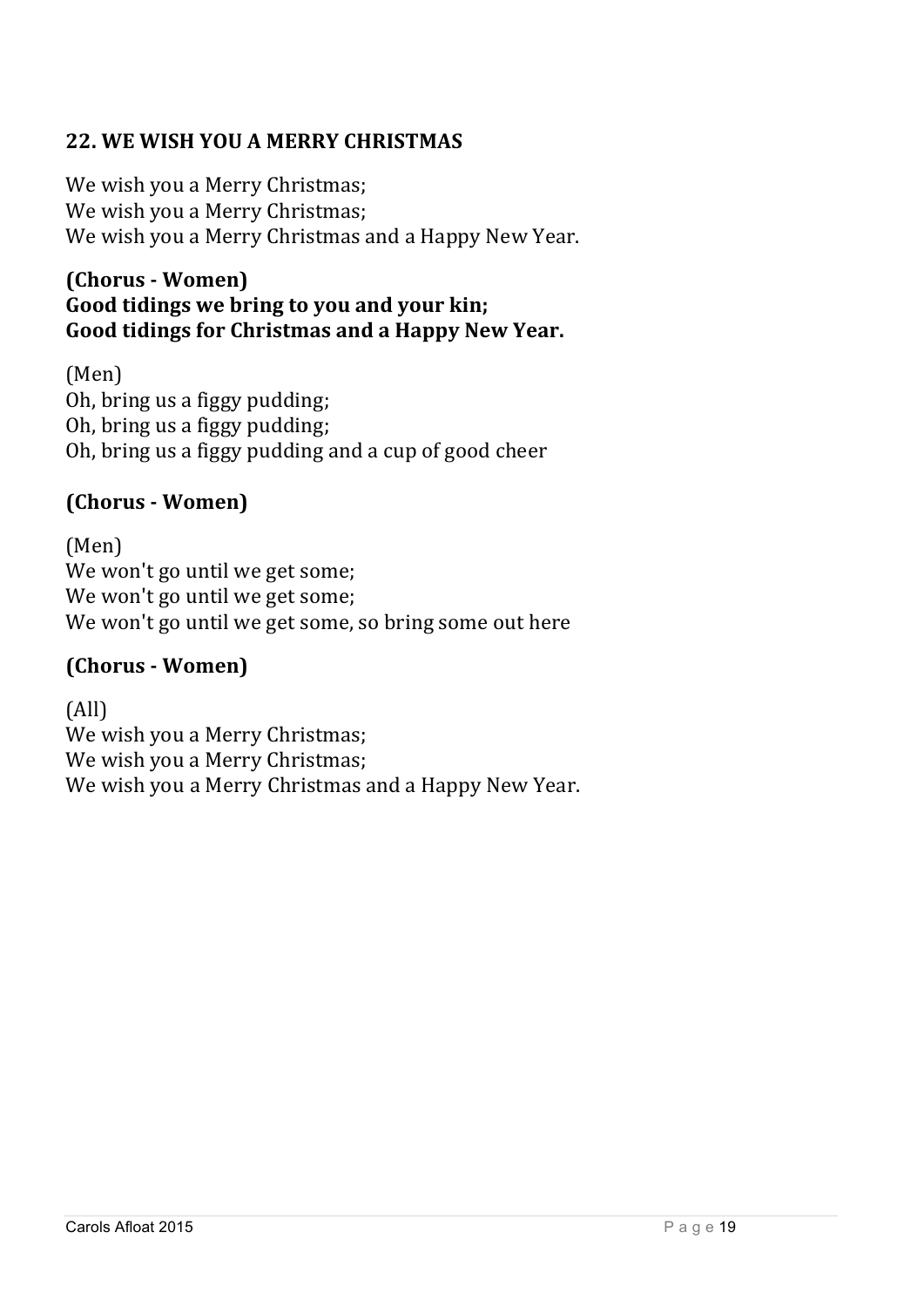## 22. WE WISH YOU A MERRY CHRISTMAS

We wish you a Merry Christmas;
We wish you a Merry Christmas;
We wish you a Merry Christmas and a Happy New Year.

**(Chorus - Women)**
**Good tidings we bring to you and your kin;**
**Good tidings for Christmas and a Happy New Year.**

(Men)
Oh, bring us a figgy pudding;
Oh, bring us a figgy pudding;
Oh, bring us a figgy pudding and a cup of good cheer

**(Chorus - Women)**

(Men)
We won't go until we get some;
We won't go until we get some;
We won't go until we get some, so bring some out here

**(Chorus - Women)**

(All)
We wish you a Merry Christmas;
We wish you a Merry Christmas;
We wish you a Merry Christmas and a Happy New Year.